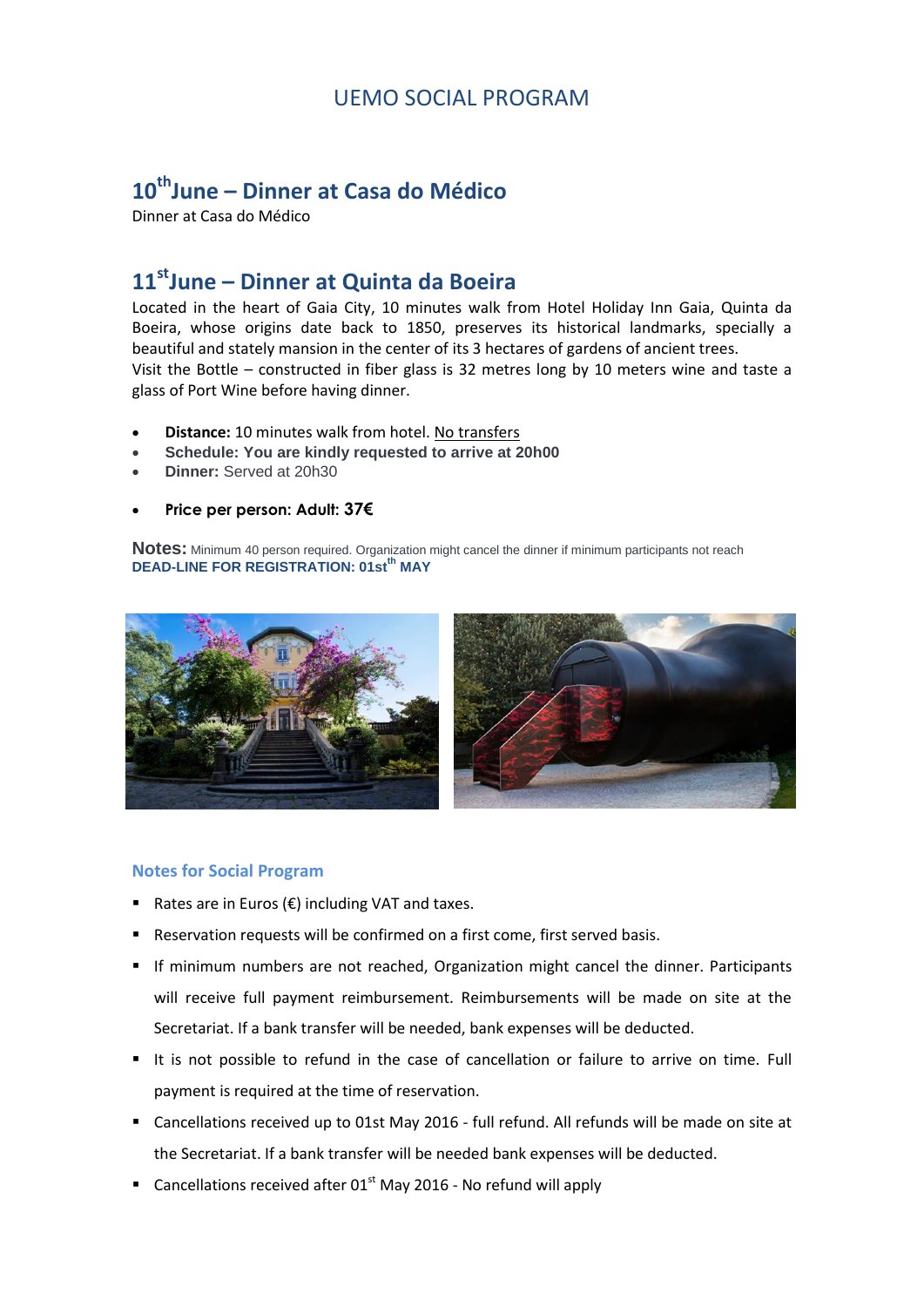# UEMO SOCIAL PROGRAM

## 10th June – Dinner at Casa do Médico

Dinner at Casa do Médico

## 11st June – Dinner at Quinta da Boeira

Located in the heart of Gaia City, 10 minutes walk from Hotel Holiday Inn Gaia, Quinta da Boeira, whose origins date back to 1850, preserves its historical landmarks, specially a beautiful and stately mansion in the center of its 3 hectares of gardens of ancient trees.
Visit the Bottle – constructed in fiber glass is 32 metres long by 10 meters wine and taste a glass of Port Wine before having dinner.

- **Distance:** 10 minutes walk from hotel. <u>No transfers</u>
- **Schedule: You are kindly requested to arrive at 20h00**
- **Dinner:** Served at 20h30

- **Price per person: Adult: 37€**

**Notes:** Minimum 40 person required. Organization might cancel the dinner if minimum participants not reach
**DEAD-LINE FOR REGISTRATION: 01st MAY**

### Notes for Social Program

- Rates are in Euros (€) including VAT and taxes.
- Reservation requests will be confirmed on a first come, first served basis.
- If minimum numbers are not reached, Organization might cancel the dinner. Participants will receive full payment reimbursement. Reimbursements will be made on site at the Secretariat. If a bank transfer will be needed, bank expenses will be deducted.
- It is not possible to refund in the case of cancellation or failure to arrive on time. Full payment is required at the time of reservation.
- Cancellations received up to 01st May 2016 - full refund. All refunds will be made on site at the Secretariat. If a bank transfer will be needed bank expenses will be deducted.
- Cancellations received after 01st May 2016 - No refund will apply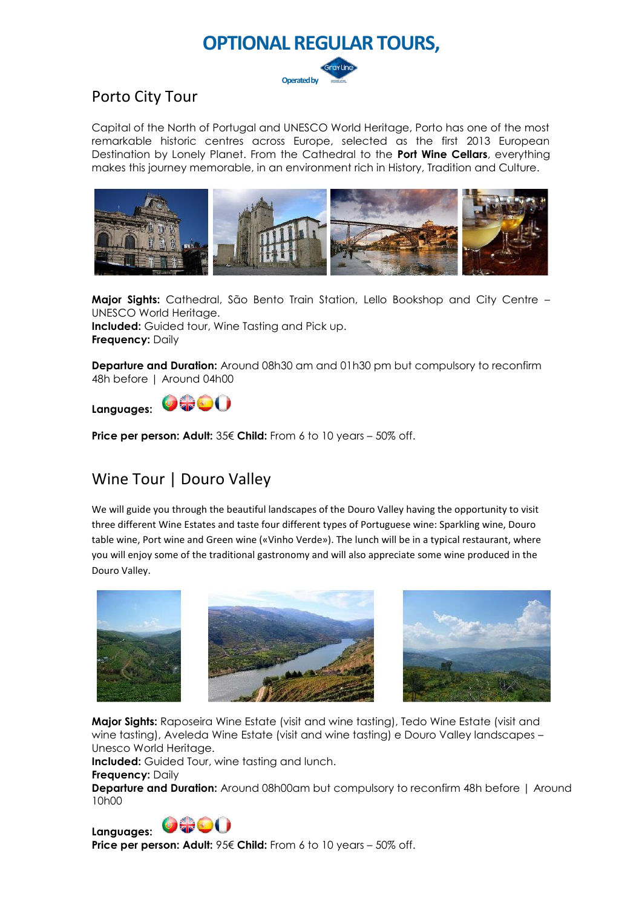# OPTIONAL REGULAR TOURS,

Operated by

## Porto City Tour

Capital of the North of Portugal and UNESCO World Heritage, Porto has one of the most remarkable historic centres across Europe, selected as the first 2013 European Destination by Lonely Planet. From the Cathedral to the **Port Wine Cellars**, everything makes this journey memorable, in an environment rich in History, Tradition and Culture.

**Major Sights:** Cathedral, São Bento Train Station, Lello Bookshop and City Centre – UNESCO World Heritage.
**Included:** Guided tour, Wine Tasting and Pick up.
**Frequency:** Daily

**Departure and Duration:** Around 08h30 am and 01h30 pm but compulsory to reconfirm 48h before | Around 04h00

**Languages:**

**Price per person: Adult:** 35€ **Child:** From 6 to 10 years – 50% off.

## Wine Tour | Douro Valley

We will guide you through the beautiful landscapes of the Douro Valley having the opportunity to visit three different Wine Estates and taste four different types of Portuguese wine: Sparkling wine, Douro table wine, Port wine and Green wine («Vinho Verde»). The lunch will be in a typical restaurant, where you will enjoy some of the traditional gastronomy and will also appreciate some wine produced in the Douro Valley.

**Major Sights:** Raposeira Wine Estate (visit and wine tasting), Tedo Wine Estate (visit and wine tasting), Aveleda Wine Estate (visit and wine tasting) e Douro Valley landscapes – Unesco World Heritage.
**Included:** Guided Tour, wine tasting and lunch.
**Frequency:** Daily
**Departure and Duration:** Around 08h00am but compulsory to reconfirm 48h before | Around 10h00

**Languages:**
**Price per person: Adult:** 95€ **Child:** From 6 to 10 years – 50% off.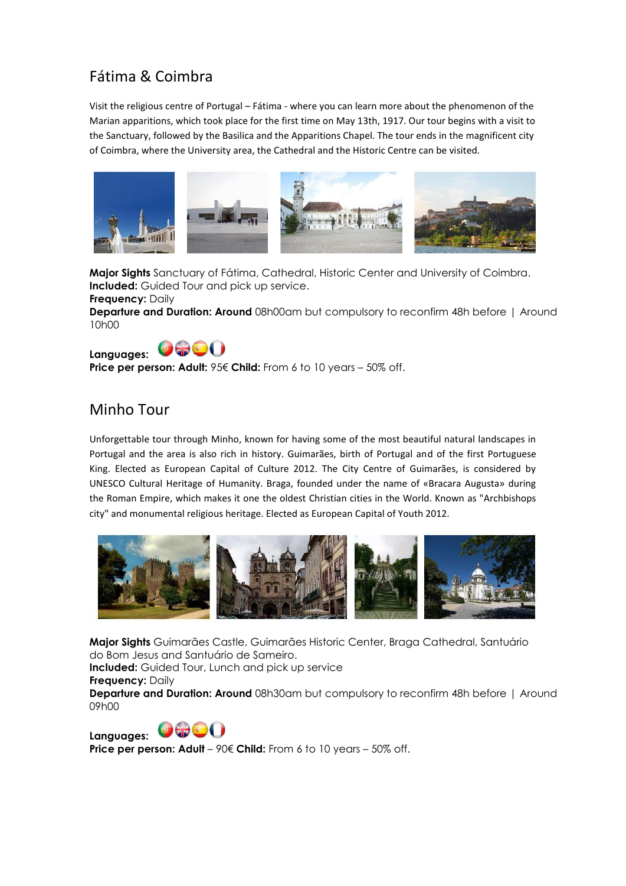## Fátima & Coimbra

Visit the religious centre of Portugal – Fátima - where you can learn more about the phenomenon of the Marian apparitions, which took place for the first time on May 13th, 1917. Our tour begins with a visit to the Sanctuary, followed by the Basilica and the Apparitions Chapel. The tour ends in the magnificent city of Coimbra, where the University area, the Cathedral and the Historic Centre can be visited.

**Major Sights** Sanctuary of Fátima, Cathedral, Historic Center and University of Coimbra.
**Included:** Guided Tour and pick up service.
**Frequency:** Daily
**Departure and Duration: Around** 08h00am but compulsory to reconfirm 48h before | Around 10h00

**Languages:**
**Price per person: Adult:** 95€ **Child:** From 6 to 10 years – 50% off.

## Minho Tour

Unforgettable tour through Minho, known for having some of the most beautiful natural landscapes in Portugal and the area is also rich in history. Guimarães, birth of Portugal and of the first Portuguese King. Elected as European Capital of Culture 2012. The City Centre of Guimarães, is considered by UNESCO Cultural Heritage of Humanity. Braga, founded under the name of «Bracara Augusta» during the Roman Empire, which makes it one the oldest Christian cities in the World. Known as "Archbishops city" and monumental religious heritage. Elected as European Capital of Youth 2012.

**Major Sights** Guimarães Castle, Guimarães Historic Center, Braga Cathedral, Santuário do Bom Jesus and Santuário de Sameiro.
**Included:** Guided Tour, Lunch and pick up service
**Frequency:** Daily
**Departure and Duration: Around** 08h30am but compulsory to reconfirm 48h before | Around 09h00

**Languages:**
**Price per person: Adult** – 90€ **Child:** From 6 to 10 years – 50% off.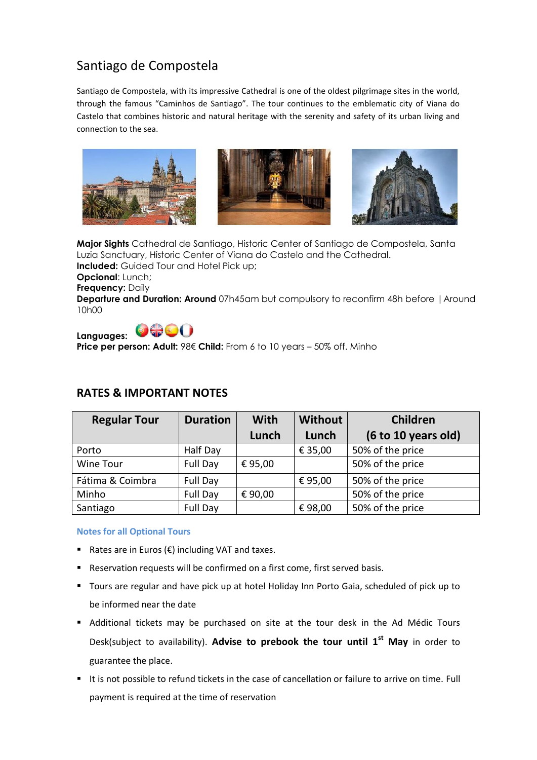## Santiago de Compostela

Santiago de Compostela, with its impressive Cathedral is one of the oldest pilgrimage sites in the world, through the famous "Caminhos de Santiago". The tour continues to the emblematic city of Viana do Castelo that combines historic and natural heritage with the serenity and safety of its urban living and connection to the sea.

**Major Sights** Cathedral de Santiago, Historic Center of Santiago de Compostela, Santa Luzia Sanctuary, Historic Center of Viana do Castelo and the Cathedral.
**Included:** Guided Tour and Hotel Pick up;
**Opcional**: Lunch;
**Frequency:** Daily
**Departure and Duration: Around** 07h45am but compulsory to reconfirm 48h before | Around 10h00

**Languages:**
**Price per person: Adult:** 98€ **Child:** From 6 to 10 years – 50% off. Minho

## RATES & IMPORTANT NOTES

| Regular Tour | Duration | With Lunch | Without Lunch | Children (6 to 10 years old) |
|---|---|---|---|---|
| Porto | Half Day | | € 35,00 | 50% of the price |
| Wine Tour | Full Day | € 95,00 | | 50% of the price |
| Fátima & Coimbra | Full Day | | € 95,00 | 50% of the price |
| Minho | Full Day | € 90,00 | | 50% of the price |
| Santiago | Full Day | | € 98,00 | 50% of the price |

### Notes for all Optional Tours

- Rates are in Euros (€) including VAT and taxes.
- Reservation requests will be confirmed on a first come, first served basis.
- Tours are regular and have pick up at hotel Holiday Inn Porto Gaia, scheduled of pick up to be informed near the date
- Additional tickets may be purchased on site at the tour desk in the Ad Médic Tours Desk(subject to availability). **Advise to prebook the tour until 1st May** in order to guarantee the place.
- It is not possible to refund tickets in the case of cancellation or failure to arrive on time. Full payment is required at the time of reservation